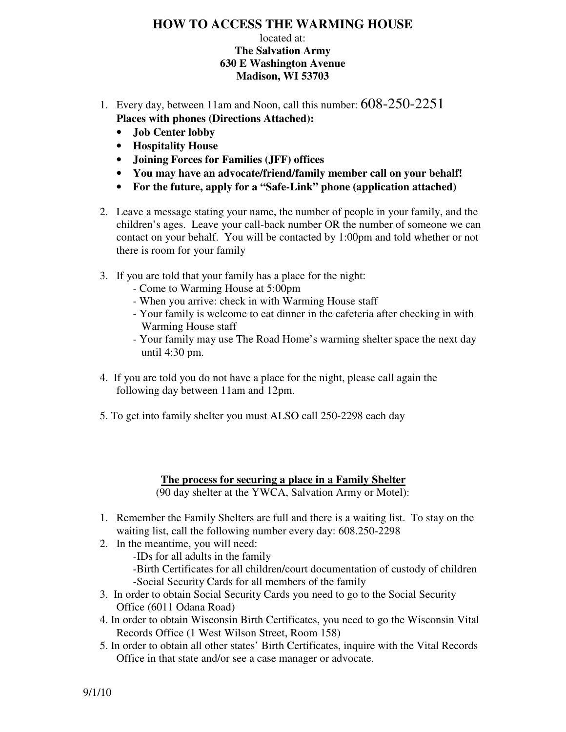# HOW TO ACCESS THE WARMING HOUSE

located at:
**The Salvation Army**
**630 E Washington Avenue**
**Madison, WI 53703**

1. Every day, between 11am and Noon, call this number: 608-250-2251
   **Places with phones (Directions Attached):**
   - **Job Center lobby**
   - **Hospitality House**
   - **Joining Forces for Families (JFF) offices**
   - **You may have an advocate/friend/family member call on your behalf!**
   - **For the future, apply for a "Safe-Link" phone (application attached)**

2. Leave a message stating your name, the number of people in your family, and the children's ages. Leave your call-back number OR the number of someone we can contact on your behalf. You will be contacted by 1:00pm and told whether or not there is room for your family

3. If you are told that your family has a place for the night:
   - Come to Warming House at 5:00pm
   - When you arrive: check in with Warming House staff
   - Your family is welcome to eat dinner in the cafeteria after checking in with Warming House staff
   - Your family may use The Road Home's warming shelter space the next day until 4:30 pm.

4. If you are told you do not have a place for the night, please call again the following day between 11am and 12pm.

5. To get into family shelter you must ALSO call 250-2298 each day

## <u>The process for securing a place in a Family Shelter</u>

(90 day shelter at the YWCA, Salvation Army or Motel):

1. Remember the Family Shelters are full and there is a waiting list. To stay on the waiting list, call the following number every day: 608.250-2298
2. In the meantime, you will need:
   - IDs for all adults in the family
   - Birth Certificates for all children/court documentation of custody of children
   - Social Security Cards for all members of the family
3. In order to obtain Social Security Cards you need to go to the Social Security Office (6011 Odana Road)
4. In order to obtain Wisconsin Birth Certificates, you need to go the Wisconsin Vital Records Office (1 West Wilson Street, Room 158)
5. In order to obtain all other states' Birth Certificates, inquire with the Vital Records Office in that state and/or see a case manager or advocate.

9/1/10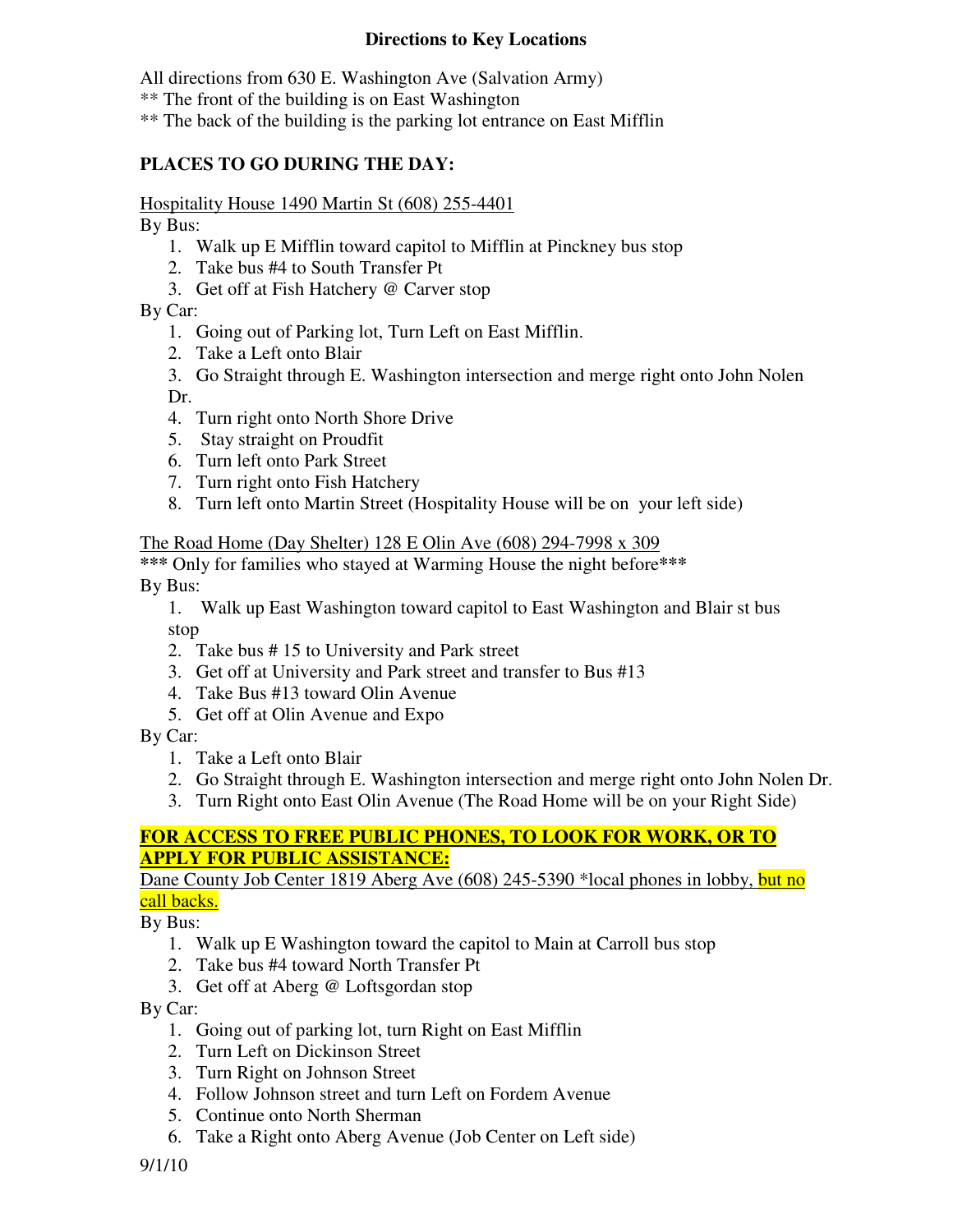**Directions to Key Locations**

All directions from 630 E. Washington Ave (Salvation Army)
** The front of the building is on East Washington
** The back of the building is the parking lot entrance on East Mifflin

## PLACES TO GO DURING THE DAY:

<u>Hospitality House 1490 Martin St (608) 255-4401</u>

By Bus:

1. Walk up E Mifflin toward capitol to Mifflin at Pinckney bus stop
2. Take bus #4 to South Transfer Pt
3. Get off at Fish Hatchery @ Carver stop

By Car:

1. Going out of Parking lot, Turn Left on East Mifflin.
2. Take a Left onto Blair
3. Go Straight through E. Washington intersection and merge right onto John Nolen Dr.
4. Turn right onto North Shore Drive
5. Stay straight on Proudfit
6. Turn left onto Park Street
7. Turn right onto Fish Hatchery
8. Turn left onto Martin Street (Hospitality House will be on your left side)

<u>The Road Home (Day Shelter) 128 E Olin Ave (608) 294-7998 x 309</u>

*** Only for families who stayed at Warming House the night before***

By Bus:

1. Walk up East Washington toward capitol to East Washington and Blair st bus stop
2. Take bus # 15 to University and Park street
3. Get off at University and Park street and transfer to Bus #13
4. Take Bus #13 toward Olin Avenue
5. Get off at Olin Avenue and Expo

By Car:

1. Take a Left onto Blair
2. Go Straight through E. Washington intersection and merge right onto John Nolen Dr.
3. Turn Right onto East Olin Avenue (The Road Home will be on your Right Side)

## FOR ACCESS TO FREE PUBLIC PHONES, TO LOOK FOR WORK, OR TO APPLY FOR PUBLIC ASSISTANCE:

<u>Dane County Job Center 1819 Aberg Ave (608) 245-5390 *local phones in lobby, but no call backs.</u>

By Bus:

1. Walk up E Washington toward the capitol to Main at Carroll bus stop
2. Take bus #4 toward North Transfer Pt
3. Get off at Aberg @ Loftsgordan stop

By Car:

1. Going out of parking lot, turn Right on East Mifflin
2. Turn Left on Dickinson Street
3. Turn Right on Johnson Street
4. Follow Johnson street and turn Left on Fordem Avenue
5. Continue onto North Sherman
6. Take a Right onto Aberg Avenue (Job Center on Left side)

9/1/10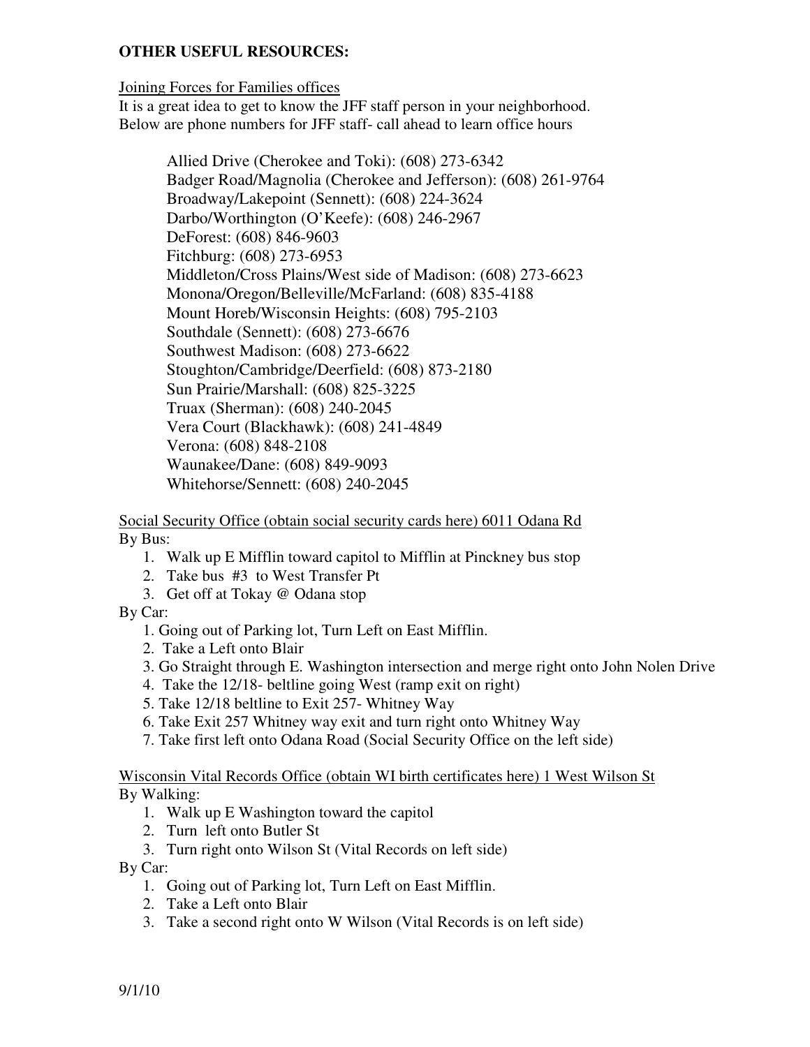## OTHER USEFUL RESOURCES:

Joining Forces for Families offices

It is a great idea to get to know the JFF staff person in your neighborhood.
Below are phone numbers for JFF staff- call ahead to learn office hours

Allied Drive (Cherokee and Toki): (608) 273-6342
Badger Road/Magnolia (Cherokee and Jefferson): (608) 261-9764
Broadway/Lakepoint (Sennett): (608) 224-3624
Darbo/Worthington (O'Keefe): (608) 246-2967
DeForest: (608) 846-9603
Fitchburg: (608) 273-6953
Middleton/Cross Plains/West side of Madison: (608) 273-6623
Monona/Oregon/Belleville/McFarland: (608) 835-4188
Mount Horeb/Wisconsin Heights: (608) 795-2103
Southdale (Sennett): (608) 273-6676
Southwest Madison: (608) 273-6622
Stoughton/Cambridge/Deerfield: (608) 873-2180
Sun Prairie/Marshall: (608) 825-3225
Truax (Sherman): (608) 240-2045
Vera Court (Blackhawk): (608) 241-4849
Verona: (608) 848-2108
Waunakee/Dane: (608) 849-9093
Whitehorse/Sennett: (608) 240-2045

Social Security Office (obtain social security cards here) 6011 Odana Rd

By Bus:

1. Walk up E Mifflin toward capitol to Mifflin at Pinckney bus stop
2. Take bus #3 to West Transfer Pt
3. Get off at Tokay @ Odana stop

By Car:

1. Going out of Parking lot, Turn Left on East Mifflin.
2. Take a Left onto Blair
3. Go Straight through E. Washington intersection and merge right onto John Nolen Drive
4. Take the 12/18- beltline going West (ramp exit on right)
5. Take 12/18 beltline to Exit 257- Whitney Way
6. Take Exit 257 Whitney way exit and turn right onto Whitney Way
7. Take first left onto Odana Road (Social Security Office on the left side)

Wisconsin Vital Records Office (obtain WI birth certificates here) 1 West Wilson St

By Walking:

1. Walk up E Washington toward the capitol
2. Turn left onto Butler St
3. Turn right onto Wilson St (Vital Records on left side)

By Car:

1. Going out of Parking lot, Turn Left on East Mifflin.
2. Take a Left onto Blair
3. Take a second right onto W Wilson (Vital Records is on left side)

9/1/10